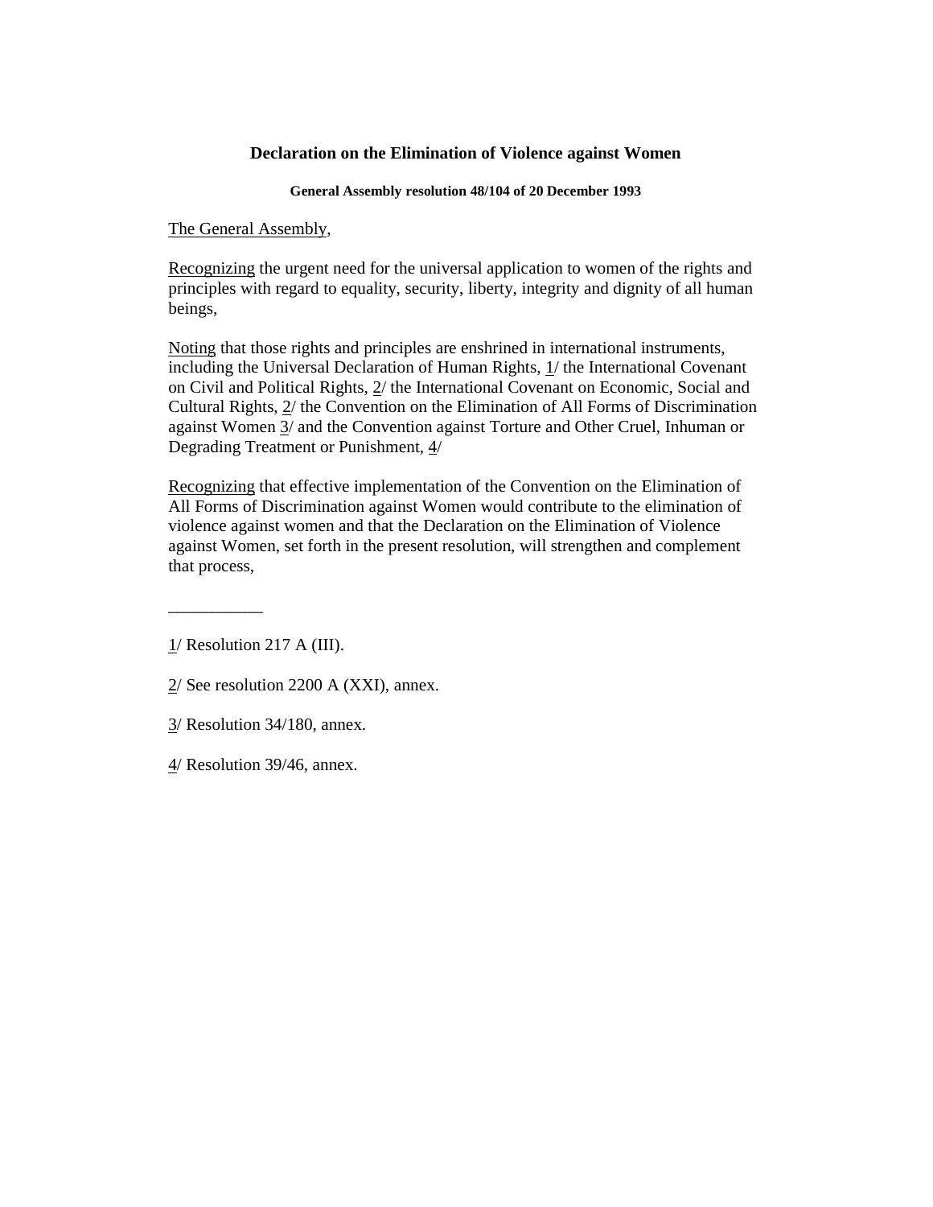# Declaration on the Elimination of Violence against Women

**General Assembly resolution 48/104 of 20 December 1993**

The General Assembly,

Recognizing the urgent need for the universal application to women of the rights and principles with regard to equality, security, liberty, integrity and dignity of all human beings,

Noting that those rights and principles are enshrined in international instruments, including the Universal Declaration of Human Rights, 1/ the International Covenant on Civil and Political Rights, 2/ the International Covenant on Economic, Social and Cultural Rights, 2/ the Convention on the Elimination of All Forms of Discrimination against Women 3/ and the Convention against Torture and Other Cruel, Inhuman or Degrading Treatment or Punishment, 4/

Recognizing that effective implementation of the Convention on the Elimination of All Forms of Discrimination against Women would contribute to the elimination of violence against women and that the Declaration on the Elimination of Violence against Women, set forth in the present resolution, will strengthen and complement that process,

___________

1/ Resolution 217 A (III).

2/ See resolution 2200 A (XXI), annex.

3/ Resolution 34/180, annex.

4/ Resolution 39/46, annex.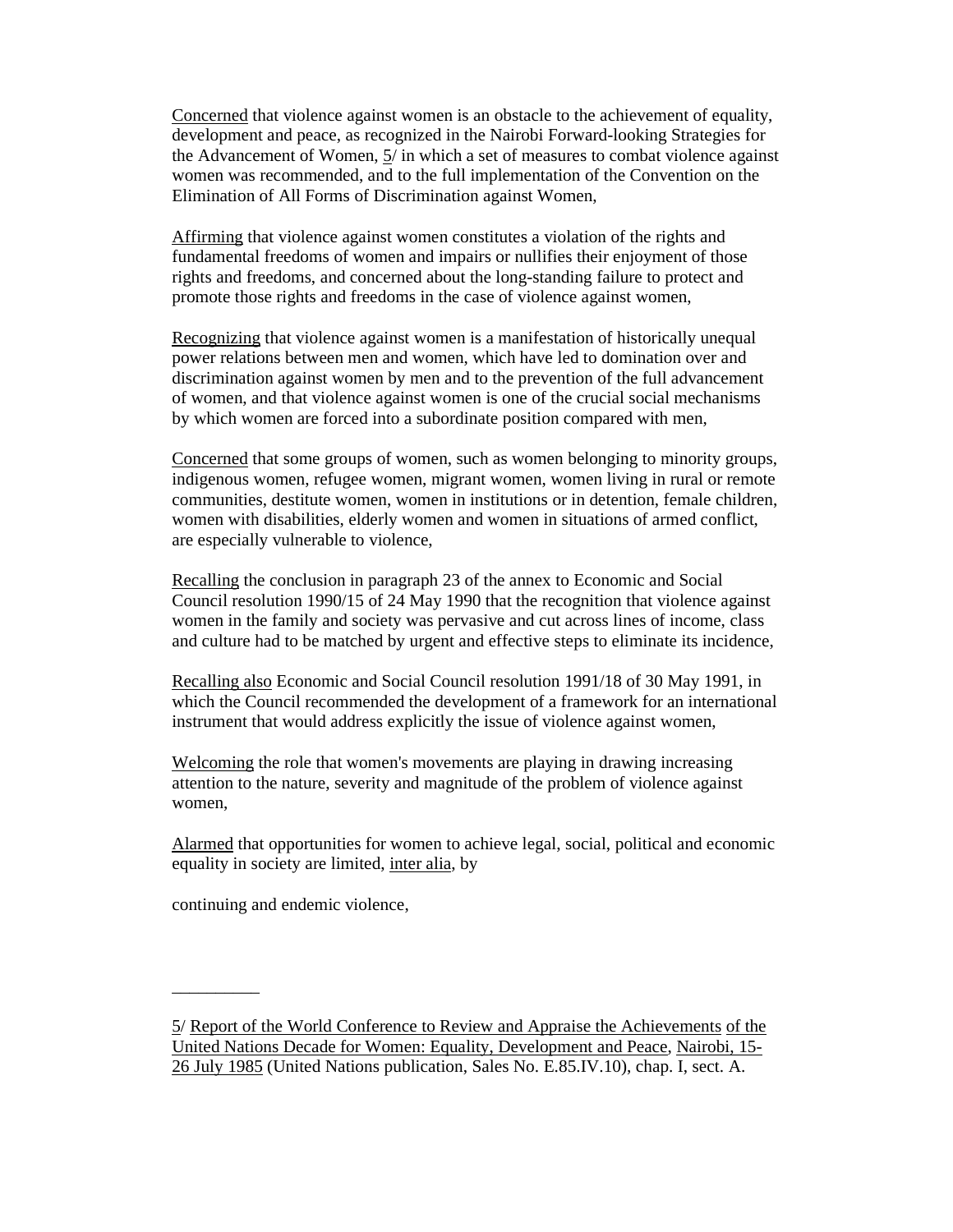_Concerned_ that violence against women is an obstacle to the achievement of equality, development and peace, as recognized in the Nairobi Forward-looking Strategies for the Advancement of Women, [5] in which a set of measures to combat violence against women was recommended, and to the full implementation of the Convention on the Elimination of All Forms of Discrimination against Women,

_Affirming_ that violence against women constitutes a violation of the rights and fundamental freedoms of women and impairs or nullifies their enjoyment of those rights and freedoms, and concerned about the long-standing failure to protect and promote those rights and freedoms in the case of violence against women,

_Recognizing_ that violence against women is a manifestation of historically unequal power relations between men and women, which have led to domination over and discrimination against women by men and to the prevention of the full advancement of women, and that violence against women is one of the crucial social mechanisms by which women are forced into a subordinate position compared with men,

_Concerned_ that some groups of women, such as women belonging to minority groups, indigenous women, refugee women, migrant women, women living in rural or remote communities, destitute women, women in institutions or in detention, female children, women with disabilities, elderly women and women in situations of armed conflict, are especially vulnerable to violence,

_Recalling_ the conclusion in paragraph 23 of the annex to Economic and Social Council resolution 1990/15 of 24 May 1990 that the recognition that violence against women in the family and society was pervasive and cut across lines of income, class and culture had to be matched by urgent and effective steps to eliminate its incidence,

_Recalling also_ Economic and Social Council resolution 1991/18 of 30 May 1991, in which the Council recommended the development of a framework for an international instrument that would address explicitly the issue of violence against women,

_Welcoming_ the role that women's movements are playing in drawing increasing attention to the nature, severity and magnitude of the problem of violence against women,

_Alarmed_ that opportunities for women to achieve legal, social, political and economic equality in society are limited, _inter alia_, by

continuing and endemic violence,

---

5/ _Report of the World Conference to Review and Appraise the Achievements of the United Nations Decade for Women: Equality, Development and Peace, Nairobi, 15-26 July 1985_ (United Nations publication, Sales No. E.85.IV.10), chap. I, sect. A.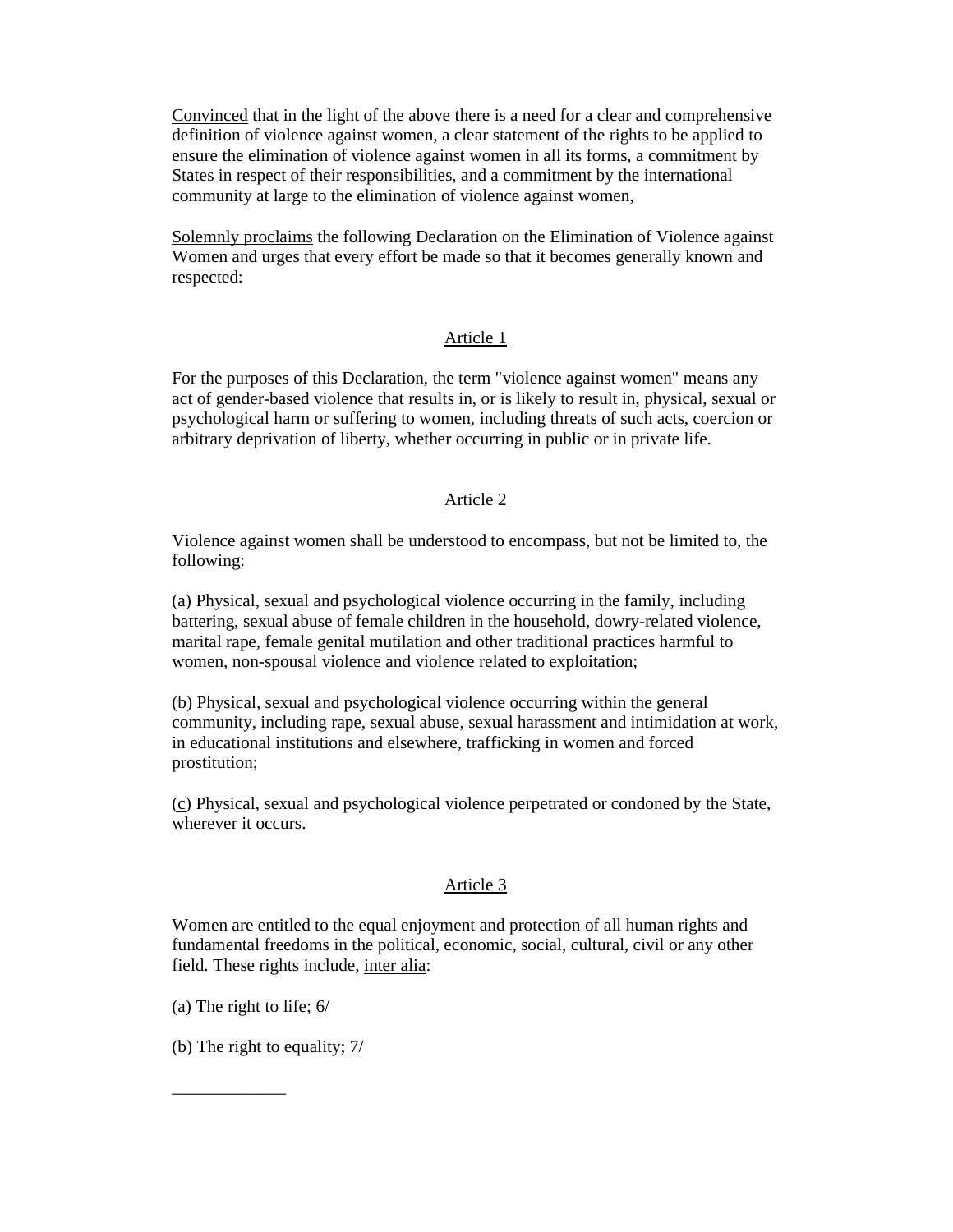Convinced that in the light of the above there is a need for a clear and comprehensive definition of violence against women, a clear statement of the rights to be applied to ensure the elimination of violence against women in all its forms, a commitment by States in respect of their responsibilities, and a commitment by the international community at large to the elimination of violence against women,

Solemnly proclaims the following Declaration on the Elimination of Violence against Women and urges that every effort be made so that it becomes generally known and respected:

## Article 1

For the purposes of this Declaration, the term "violence against women" means any act of gender-based violence that results in, or is likely to result in, physical, sexual or psychological harm or suffering to women, including threats of such acts, coercion or arbitrary deprivation of liberty, whether occurring in public or in private life.

## Article 2

Violence against women shall be understood to encompass, but not be limited to, the following:

(a) Physical, sexual and psychological violence occurring in the family, including battering, sexual abuse of female children in the household, dowry-related violence, marital rape, female genital mutilation and other traditional practices harmful to women, non-spousal violence and violence related to exploitation;

(b) Physical, sexual and psychological violence occurring within the general community, including rape, sexual abuse, sexual harassment and intimidation at work, in educational institutions and elsewhere, trafficking in women and forced prostitution;

(c) Physical, sexual and psychological violence perpetrated or condoned by the State, wherever it occurs.

## Article 3

Women are entitled to the equal enjoyment and protection of all human rights and fundamental freedoms in the political, economic, social, cultural, civil or any other field. These rights include, inter alia:

(a) The right to life; 6/

(b) The right to equality; 7/

_____________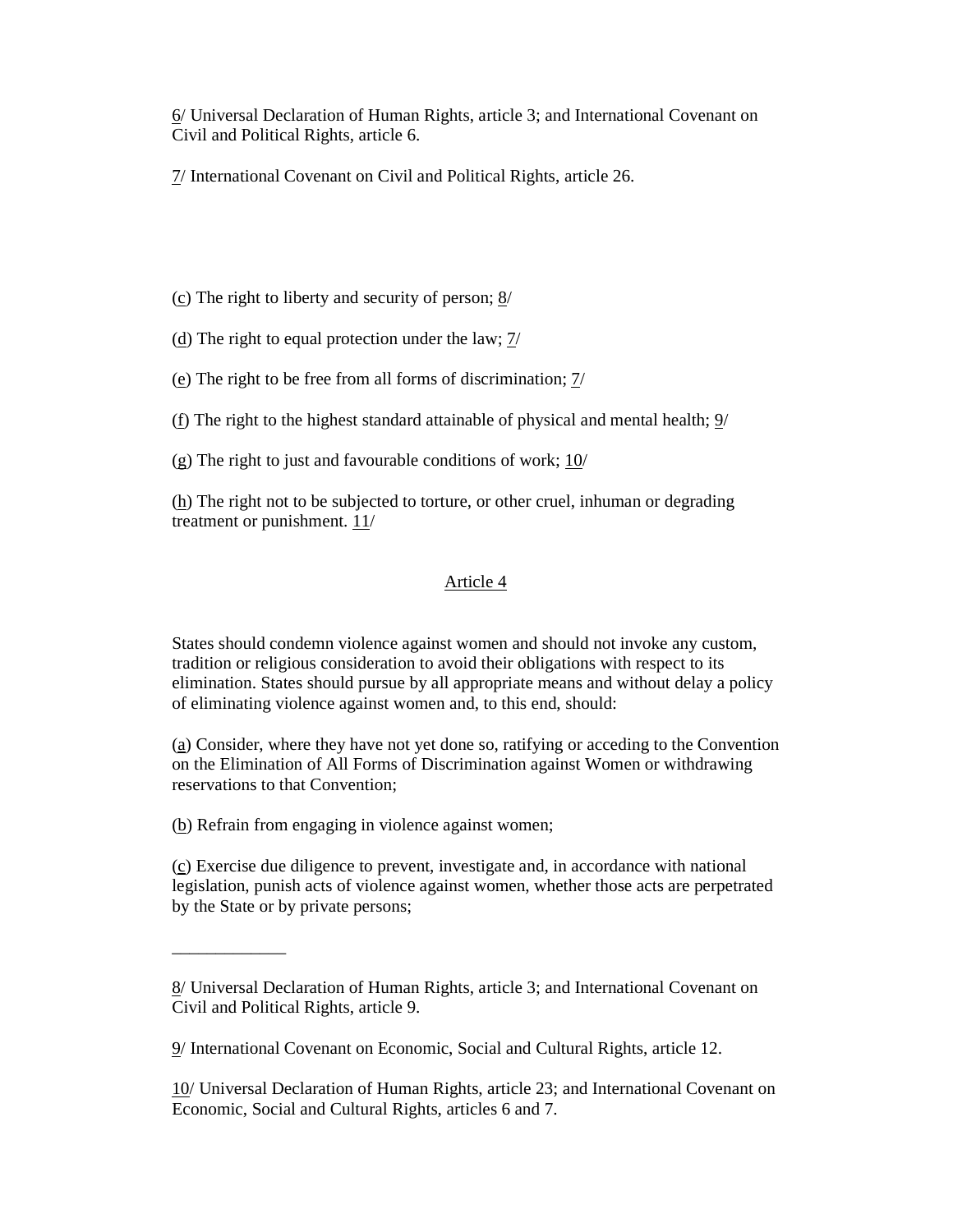6/ Universal Declaration of Human Rights, article 3; and International Covenant on Civil and Political Rights, article 6.

7/ International Covenant on Civil and Political Rights, article 26.

(c) The right to liberty and security of person; 8/

(d) The right to equal protection under the law; 7/

(e) The right to be free from all forms of discrimination; 7/

(f) The right to the highest standard attainable of physical and mental health; 9/

(g) The right to just and favourable conditions of work; 10/

(h) The right not to be subjected to torture, or other cruel, inhuman or degrading treatment or punishment. 11/

## Article 4

States should condemn violence against women and should not invoke any custom, tradition or religious consideration to avoid their obligations with respect to its elimination. States should pursue by all appropriate means and without delay a policy of eliminating violence against women and, to this end, should:

(a) Consider, where they have not yet done so, ratifying or acceding to the Convention on the Elimination of All Forms of Discrimination against Women or withdrawing reservations to that Convention;

(b) Refrain from engaging in violence against women;

(c) Exercise due diligence to prevent, investigate and, in accordance with national legislation, punish acts of violence against women, whether those acts are perpetrated by the State or by private persons;

_____________

8/ Universal Declaration of Human Rights, article 3; and International Covenant on Civil and Political Rights, article 9.

9/ International Covenant on Economic, Social and Cultural Rights, article 12.

10/ Universal Declaration of Human Rights, article 23; and International Covenant on Economic, Social and Cultural Rights, articles 6 and 7.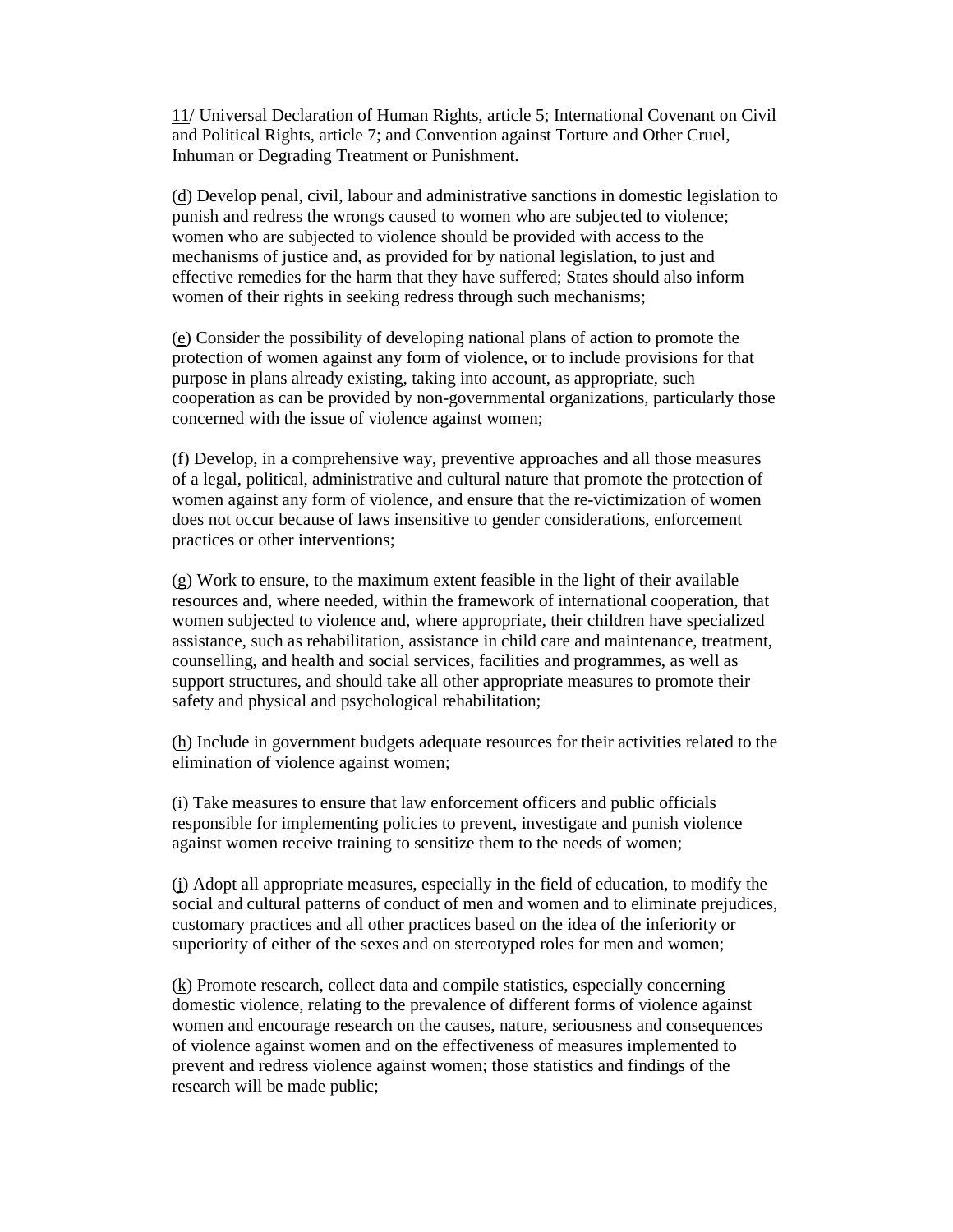11/ Universal Declaration of Human Rights, article 5; International Covenant on Civil and Political Rights, article 7; and Convention against Torture and Other Cruel, Inhuman or Degrading Treatment or Punishment.

(d) Develop penal, civil, labour and administrative sanctions in domestic legislation to punish and redress the wrongs caused to women who are subjected to violence; women who are subjected to violence should be provided with access to the mechanisms of justice and, as provided for by national legislation, to just and effective remedies for the harm that they have suffered; States should also inform women of their rights in seeking redress through such mechanisms;

(e) Consider the possibility of developing national plans of action to promote the protection of women against any form of violence, or to include provisions for that purpose in plans already existing, taking into account, as appropriate, such cooperation as can be provided by non-governmental organizations, particularly those concerned with the issue of violence against women;

(f) Develop, in a comprehensive way, preventive approaches and all those measures of a legal, political, administrative and cultural nature that promote the protection of women against any form of violence, and ensure that the re-victimization of women does not occur because of laws insensitive to gender considerations, enforcement practices or other interventions;

(g) Work to ensure, to the maximum extent feasible in the light of their available resources and, where needed, within the framework of international cooperation, that women subjected to violence and, where appropriate, their children have specialized assistance, such as rehabilitation, assistance in child care and maintenance, treatment, counselling, and health and social services, facilities and programmes, as well as support structures, and should take all other appropriate measures to promote their safety and physical and psychological rehabilitation;

(h) Include in government budgets adequate resources for their activities related to the elimination of violence against women;

(i) Take measures to ensure that law enforcement officers and public officials responsible for implementing policies to prevent, investigate and punish violence against women receive training to sensitize them to the needs of women;

(j) Adopt all appropriate measures, especially in the field of education, to modify the social and cultural patterns of conduct of men and women and to eliminate prejudices, customary practices and all other practices based on the idea of the inferiority or superiority of either of the sexes and on stereotyped roles for men and women;

(k) Promote research, collect data and compile statistics, especially concerning domestic violence, relating to the prevalence of different forms of violence against women and encourage research on the causes, nature, seriousness and consequences of violence against women and on the effectiveness of measures implemented to prevent and redress violence against women; those statistics and findings of the research will be made public;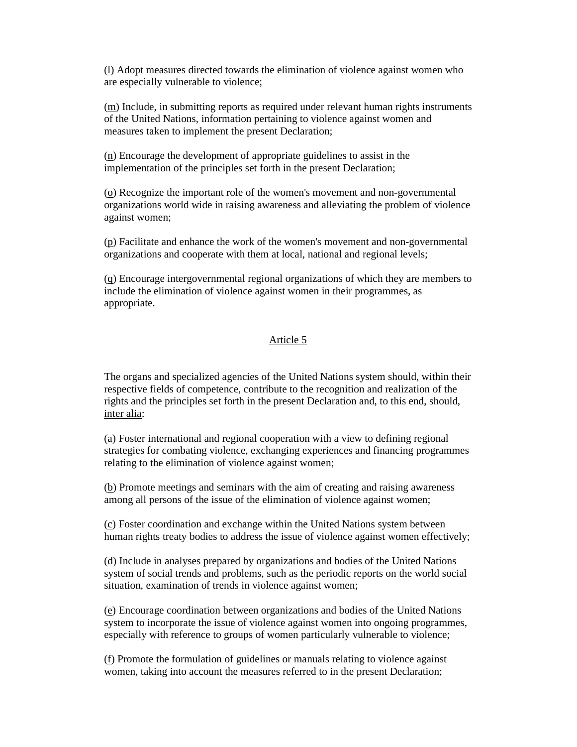(l) Adopt measures directed towards the elimination of violence against women who are especially vulnerable to violence;

(m) Include, in submitting reports as required under relevant human rights instruments of the United Nations, information pertaining to violence against women and measures taken to implement the present Declaration;

(n) Encourage the development of appropriate guidelines to assist in the implementation of the principles set forth in the present Declaration;

(o) Recognize the important role of the women's movement and non-governmental organizations world wide in raising awareness and alleviating the problem of violence against women;

(p) Facilitate and enhance the work of the women's movement and non-governmental organizations and cooperate with them at local, national and regional levels;

(q) Encourage intergovernmental regional organizations of which they are members to include the elimination of violence against women in their programmes, as appropriate.

## Article 5

The organs and specialized agencies of the United Nations system should, within their respective fields of competence, contribute to the recognition and realization of the rights and the principles set forth in the present Declaration and, to this end, should, inter alia:

(a) Foster international and regional cooperation with a view to defining regional strategies for combating violence, exchanging experiences and financing programmes relating to the elimination of violence against women;

(b) Promote meetings and seminars with the aim of creating and raising awareness among all persons of the issue of the elimination of violence against women;

(c) Foster coordination and exchange within the United Nations system between human rights treaty bodies to address the issue of violence against women effectively;

(d) Include in analyses prepared by organizations and bodies of the United Nations system of social trends and problems, such as the periodic reports on the world social situation, examination of trends in violence against women;

(e) Encourage coordination between organizations and bodies of the United Nations system to incorporate the issue of violence against women into ongoing programmes, especially with reference to groups of women particularly vulnerable to violence;

(f) Promote the formulation of guidelines or manuals relating to violence against women, taking into account the measures referred to in the present Declaration;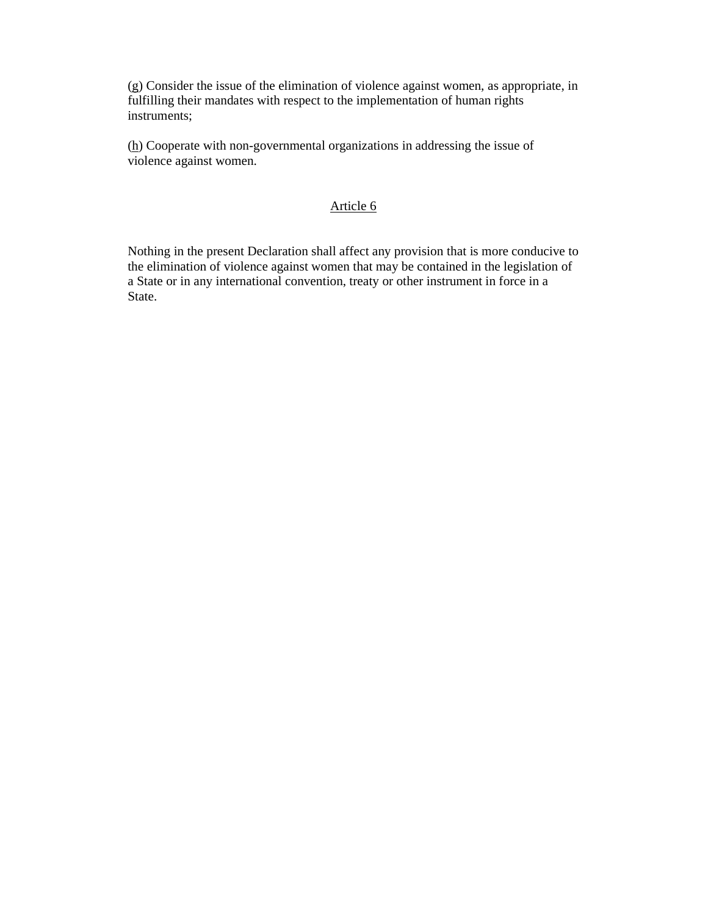(g) Consider the issue of the elimination of violence against women, as appropriate, in fulfilling their mandates with respect to the implementation of human rights instruments;

(h) Cooperate with non-governmental organizations in addressing the issue of violence against women.

## Article 6

Nothing in the present Declaration shall affect any provision that is more conducive to the elimination of violence against women that may be contained in the legislation of a State or in any international convention, treaty or other instrument in force in a State.